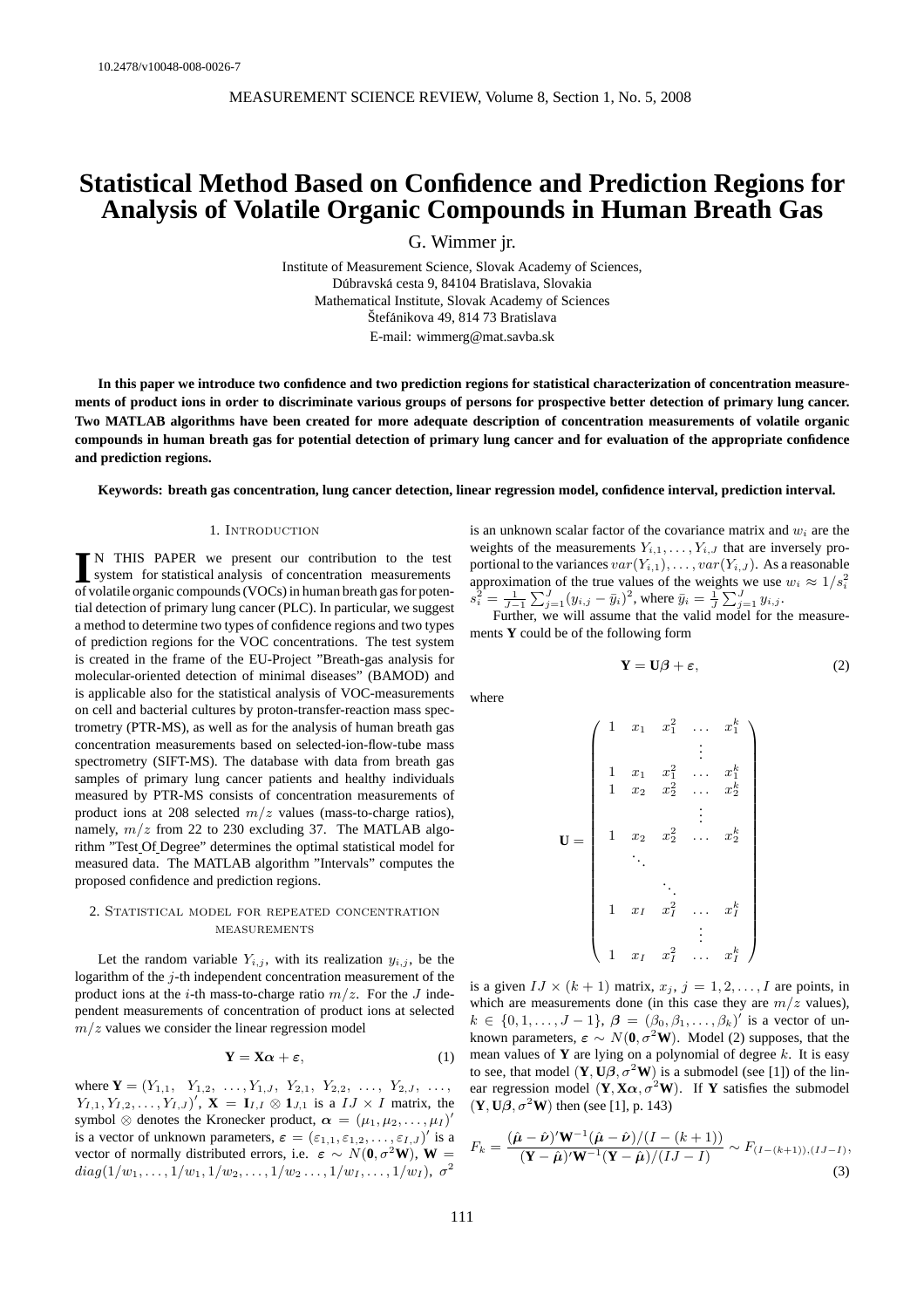10.2478/v10048-008-0026-7

# Statistical Method Based on Confidence and Prediction Regions for Analysis of Volatile Organic Compounds in Human Breath Gas

G. Wimmer jr.

Institute of Measurement Science, Slovak Academy of Sciences,
Dúbravská cesta 9, 84104 Bratislava, Slovakia
Mathematical Institute, Slovak Academy of Sciences
Štefánikova 49, 814 73 Bratislava
E-mail: wimmerg@mat.savba.sk

**In this paper we introduce two confidence and two prediction regions for statistical characterization of concentration measurements of product ions in order to discriminate various groups of persons for prospective better detection of primary lung cancer. Two MATLAB algorithms have been created for more adequate description of concentration measurements of volatile organic compounds in human breath gas for potential detection of primary lung cancer and for evaluation of the appropriate confidence and prediction regions.**

**Keywords: breath gas concentration, lung cancer detection, linear regression model, confidence interval, prediction interval.**

## 1. Introduction

In this paper we present our contribution to the test system for statistical analysis of concentration measurements of volatile organic compounds (VOCs) in human breath gas for potential detection of primary lung cancer (PLC). In particular, we suggest a method to determine two types of confidence regions and two types of prediction regions for the VOC concentrations. The test system is created in the frame of the EU-Project "Breath-gas analysis for molecular-oriented detection of minimal diseases" (BAMOD) and is applicable also for the statistical analysis of VOC-measurements on cell and bacterial cultures by proton-transfer-reaction mass spectrometry (PTR-MS), as well as for the analysis of human breath gas concentration measurements based on selected-ion-flow-tube mass spectrometry (SIFT-MS). The database with data from breath gas samples of primary lung cancer patients and healthy individuals measured by PTR-MS consists of concentration measurements of product ions at 208 selected $m/z$ values (mass-to-charge ratios), namely, $m/z$ from 22 to 230 excluding 37. The MATLAB algorithm "Test_Of_Degree" determines the optimal statistical model for measured data. The MATLAB algorithm "Intervals" computes the proposed confidence and prediction regions.

## 2. Statistical model for repeated concentration measurements

Let the random variable $Y_{i,j}$, with its realization $y_{i,j}$, be the logarithm of the $j$-th independent concentration measurement of the product ions at the $i$-th mass-to-charge ratio $m/z$. For the $J$ independent measurements of concentration of product ions at selected $m/z$ values we consider the linear regression model

$$\mathbf{Y} = \mathbf{X}\boldsymbol{\alpha} + \boldsymbol{\varepsilon}, \tag{1}$$

where $\mathbf{Y} = (Y_{1,1},\ Y_{1,2},\ \ldots, Y_{1,J},\ Y_{2,1},\ Y_{2,2},\ \ldots,\ Y_{2,J},\ \ldots,\ Y_{I,1}, Y_{I,2}, \ldots, Y_{I,J})'$, $\mathbf{X} = \mathbf{I}_{I,I} \otimes \mathbf{1}_{J,1}$ is a $IJ \times I$ matrix, the symbol $\otimes$ denotes the Kronecker product, $\boldsymbol{\alpha} = (\mu_1, \mu_2, \ldots, \mu_I)'$ is a vector of unknown parameters, $\boldsymbol{\varepsilon} = (\varepsilon_{1,1}, \varepsilon_{1,2}, \ldots, \varepsilon_{I,J})'$ is a vector of normally distributed errors, i.e. $\boldsymbol{\varepsilon} \sim N(\mathbf{0}, \sigma^2\mathbf{W})$, $\mathbf{W} = diag(1/w_1, \ldots, 1/w_1, 1/w_2, \ldots, 1/w_2 \ldots, 1/w_I, \ldots, 1/w_I)$, $\sigma^2$ is an unknown scalar factor of the covariance matrix and $w_i$ are the weights of the measurements $Y_{i,1}, \ldots, Y_{i,J}$ that are inversely proportional to the variances $var(Y_{i,1}), \ldots, var(Y_{i,J})$. As a reasonable approximation of the true values of the weights we use $w_i \approx 1/s_i^2$ $s_i^2 = \frac{1}{J-1}\sum_{j=1}^{J}(y_{i,j} - \bar{y}_i)^2$, where $\bar{y}_i = \frac{1}{J}\sum_{j=1}^{J} y_{i,j}$.

Further, we will assume that the valid model for the measurements $\mathbf{Y}$ could be of the following form

$$\mathbf{Y} = \mathbf{U}\boldsymbol{\beta} + \boldsymbol{\varepsilon}, \tag{2}$$

where

$$\mathbf{U} = \begin{pmatrix} 1 & x_1 & x_1^2 & \ldots & x_1^k \\ & & & \vdots & \\ 1 & x_1 & x_1^2 & \ldots & x_1^k \\ 1 & x_2 & x_2^2 & \ldots & x_2^k \\ & & & \vdots & \\ 1 & x_2 & x_2^2 & \ldots & x_2^k \\ & \ddots & & & \\ & & \ddots & & \\ 1 & x_I & x_I^2 & \ldots & x_I^k \\ & & & \vdots & \\ 1 & x_I & x_I^2 & \ldots & x_I^k \end{pmatrix}$$

is a given $IJ \times (k+1)$ matrix, $x_j$, $j = 1, 2, \ldots, I$ are points, in which are measurements done (in this case they are $m/z$ values), $k \in \{0, 1, \ldots, J-1\}$, $\boldsymbol{\beta} = (\beta_0, \beta_1, \ldots, \beta_k)'$ is a vector of unknown parameters, $\boldsymbol{\varepsilon} \sim N(\mathbf{0}, \sigma^2\mathbf{W})$. Model (2) supposes, that the mean values of $\mathbf{Y}$ are lying on a polynomial of degree $k$. It is easy to see, that model $(\mathbf{Y}, \mathbf{U}\boldsymbol{\beta}, \sigma^2\mathbf{W})$ is a submodel (see [1]) of the linear regression model $(\mathbf{Y}, \mathbf{X}\boldsymbol{\alpha}, \sigma^2\mathbf{W})$. If $\mathbf{Y}$ satisfies the submodel $(\mathbf{Y}, \mathbf{U}\boldsymbol{\beta}, \sigma^2\mathbf{W})$ then (see [1], p. 143)

$$F_k = \frac{(\hat{\boldsymbol{\mu}} - \hat{\boldsymbol{\nu}})'\mathbf{W}^{-1}(\hat{\boldsymbol{\mu}} - \hat{\boldsymbol{\nu}})/(I-(k+1))}{(\mathbf{Y} - \hat{\boldsymbol{\mu}})'\mathbf{W}^{-1}(\mathbf{Y} - \hat{\boldsymbol{\mu}})/(IJ-I)} \sim F_{(I-(k+1)),(IJ-I)}, \tag{3}$$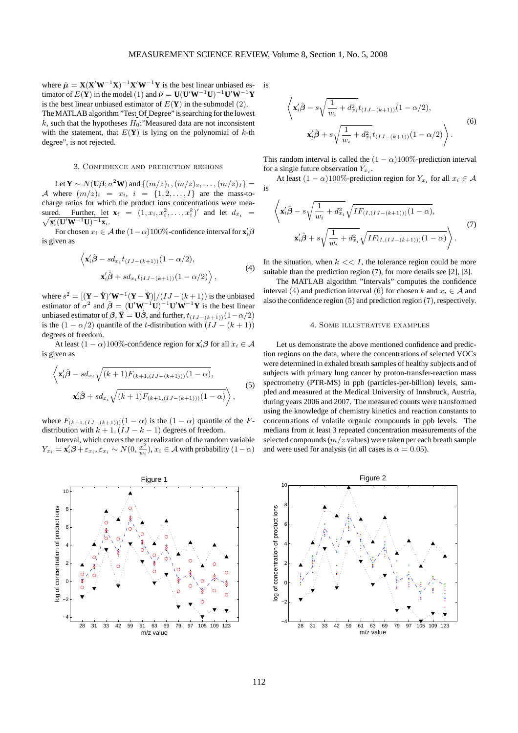where $\hat{\boldsymbol{\mu}} = \mathbf{X}(\mathbf{X}'\mathbf{W}^{-1}\mathbf{X})^{-1}\mathbf{X}'\mathbf{W}^{-1}\mathbf{Y}$ is the best linear unbiased estimator of $E(\mathbf{Y})$ in the model (1) and $\hat{\boldsymbol{\nu}} = \mathbf{U}(\mathbf{U}'\mathbf{W}^{-1}\mathbf{U})^{-1}\mathbf{U}'\mathbf{W}^{-1}\mathbf{Y}$ is the best linear unbiased estimator of $E(\mathbf{Y})$ in the submodel (2).

The MATLAB algorithm "Test_Of_Degree" is searching for the lowest $k$, such that the hypotheses $H_0$:"Measured data are not inconsistent with the statement, that $E(\mathbf{Y})$ is lying on the polynomial of $k$-th degree", is not rejected.

## 3. Confidence and prediction regions

Let $\mathbf{Y} \sim N(\mathbf{U}\boldsymbol{\beta}; \sigma^2\mathbf{W})$ and $\{(m/z)_1, (m/z)_2, \ldots, (m/z)_I\} = \mathcal{A}$ where $(m/z)_i = x_i$, $i = \{1, 2, \ldots, I\}$ are the mass-to-charge ratios for which the product ions concentrations were measured. Further, let $\mathbf{x}_i = (1, x_i, x_i^2, \ldots, x_i^k)'$ and let $d_{x_i} = \sqrt{\mathbf{x}_i'(\mathbf{U}'\mathbf{W}^{-1}\mathbf{U})^{-1}\mathbf{x}_i}$.

For chosen $x_i \in \mathcal{A}$ the $(1-\alpha)100\%$-confidence interval for $\mathbf{x}_i'\boldsymbol{\beta}$ is given as

$$
\left\langle \mathbf{x}_i'\hat{\boldsymbol{\beta}} - s d_{x_i} t_{(IJ-(k+1))}(1-\alpha/2), \; \mathbf{x}_i'\hat{\boldsymbol{\beta}} + s d_{x_i} t_{(IJ-(k+1))}(1-\alpha/2) \right\rangle, \tag{4}
$$

where $s^2 = [(\mathbf{Y} - \hat{\mathbf{Y}})'\mathbf{W}^{-1}(\mathbf{Y} - \hat{\mathbf{Y}})]/(IJ-(k+1))$ is the unbiased estimator of $\sigma^2$ and $\hat{\boldsymbol{\beta}} = (\mathbf{U}'\mathbf{W}^{-1}\mathbf{U})^{-1}\mathbf{U}'\mathbf{W}^{-1}\mathbf{Y}$ is the best linear unbiased estimator of $\boldsymbol{\beta}$, $\hat{\mathbf{Y}} = \mathbf{U}\hat{\boldsymbol{\beta}}$, and further, $t_{(IJ-(k+1))}(1-\alpha/2)$ is the $(1-\alpha/2)$ quantile of the $t$-distribution with $(IJ-(k+1))$ degrees of freedom.

At least $(1-\alpha)100\%$-confidence region for $\mathbf{x}_i'\boldsymbol{\beta}$ for all $x_i \in \mathcal{A}$ is given as

$$
\left\langle \mathbf{x}_i'\hat{\boldsymbol{\beta}} - s d_{x_i}\sqrt{(k+1)F_{(k+1,(IJ-(k+1)))}(1-\alpha)}, \; \mathbf{x}_i'\hat{\boldsymbol{\beta}} + s d_{x_i}\sqrt{(k+1)F_{(k+1,(IJ-(k+1)))}(1-\alpha)} \right\rangle, \tag{5}
$$

where $F_{(k+1,(IJ-(k+1)))}(1-\alpha)$ is the $(1-\alpha)$ quantile of the $F$-distribution with $k+1, (IJ-k-1)$ degrees of freedom.

Interval, which covers the next realization of the random variable $Y_{x_i} = \mathbf{x}_i'\boldsymbol{\beta} + \varepsilon_{x_i}$, $\varepsilon_{x_i} \sim N(0, \frac{\sigma^2}{w_i})$, $x_i \in \mathcal{A}$ with probability $(1-\alpha)$ is

$$
\left\langle \mathbf{x}_i'\hat{\boldsymbol{\beta}} - s\sqrt{\frac{1}{w_i} + d_{x_i}^2}\, t_{(IJ-(k+1))}(1-\alpha/2), \; \mathbf{x}_i'\hat{\boldsymbol{\beta}} + s\sqrt{\frac{1}{w_i} + d_{x_i}^2}\, t_{(IJ-(k+1))}(1-\alpha/2) \right\rangle. \tag{6}
$$

This random interval is called the $(1-\alpha)100\%$-prediction interval for a single future observation $Y_{x_i}$.

At least $(1-\alpha)100\%$-prediction region for $Y_{x_i}$ for all $x_i \in \mathcal{A}$ is

$$
\left\langle \mathbf{x}_i'\hat{\boldsymbol{\beta}} - s\sqrt{\frac{1}{w_i} + d_{x_i}^2}\sqrt{IF_{(I,(IJ-(k+1)))}(1-\alpha)}, \; \mathbf{x}_i'\hat{\boldsymbol{\beta}} + s\sqrt{\frac{1}{w_i} + d_{x_i}^2}\sqrt{IF_{(I,(IJ-(k+1)))}(1-\alpha)} \right\rangle. \tag{7}
$$

In the situation, when $k << I$, the tolerance region could be more suitable than the prediction region (7), for more details see [2], [3].

The MATLAB algorithm "Intervals" computes the confidence interval (4) and prediction interval (6) for chosen $k$ and $x_i \in \mathcal{A}$ and also the confidence region (5) and prediction region (7), respectively.

## 4. Some illustrative examples

Let us demonstrate the above mentioned confidence and prediction regions on the data, where the concentrations of selected VOCs were determined in exhaled breath samples of healthy subjects and of subjects with primary lung cancer by proton-transfer-reaction mass spectrometry (PTR-MS) in ppb (particles-per-billion) levels, sampled and measured at the Medical University of Innsbruck, Austria, during years 2006 and 2007. The measured counts were transformed using the knowledge of chemistry kinetics and reaction constants to concentrations of volatile organic compounds in ppb levels. The medians from at least 3 repeated concentration measurements of the selected compounds ($m/z$ values) were taken per each breath sample and were used for analysis (in all cases is $\alpha = 0.05$).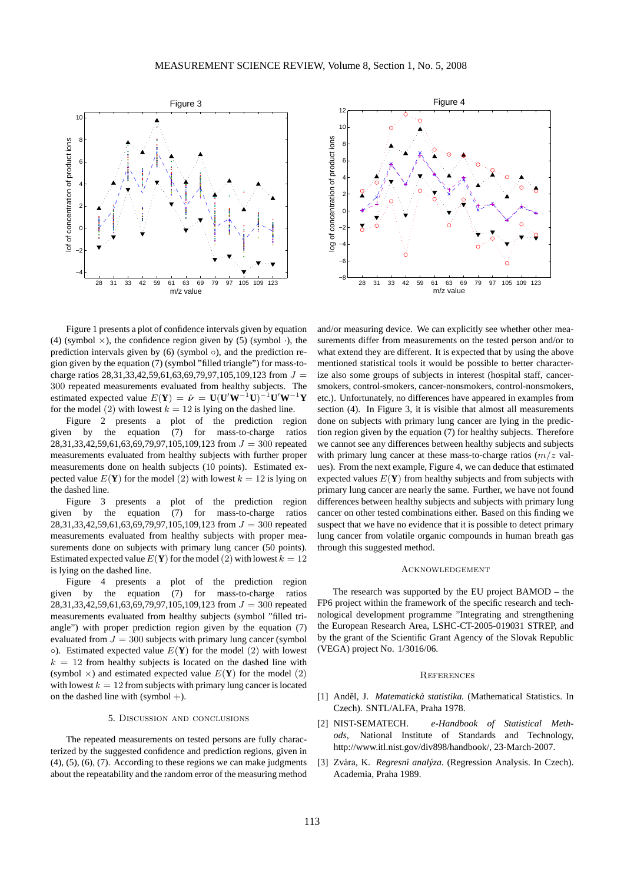Figure 3

lof of concentration of product ions

m/z value

28 31 33 42 59 61 63 69 79 97 105 109 123

Figure 4

log of concentration of product ions

m/z value

28 31 33 42 59 61 63 69 79 97 105 109 123

Figure 1 presents a plot of confidence intervals given by equation (4) (symbol $\times$), the confidence region given by (5) (symbol $\cdot$), the prediction intervals given by (6) (symbol $\circ$), and the prediction region given by the equation (7) (symbol "filled triangle") for mass-to-charge ratios 28,31,33,42,59,61,63,69,79,97,105,109,123 from $J = 300$ repeated measurements evaluated from healthy subjects. The estimated expected value $E(\mathbf{Y}) = \hat{\boldsymbol{\nu}} = \mathbf{U}(\mathbf{U}'\mathbf{W}^{-1}\mathbf{U})^{-1}\mathbf{U}'\mathbf{W}^{-1}\mathbf{Y}$ for the model (2) with lowest $k = 12$ is lying on the dashed line.

Figure 2 presents a plot of the prediction region given by the equation (7) for mass-to-charge ratios 28,31,33,42,59,61,63,69,79,97,105,109,123 from $J = 300$ repeated measurements evaluated from healthy subjects with further proper measurements done on health subjects (10 points). Estimated expected value $E(\mathbf{Y})$ for the model (2) with lowest $k = 12$ is lying on the dashed line.

Figure 3 presents a plot of the prediction region given by the equation (7) for mass-to-charge ratios 28,31,33,42,59,61,63,69,79,97,105,109,123 from $J = 300$ repeated measurements evaluated from healthy subjects with proper measurements done on subjects with primary lung cancer (50 points). Estimated expected value $E(\mathbf{Y})$ for the model (2) with lowest $k = 12$ is lying on the dashed line.

Figure 4 presents a plot of the prediction region given by the equation (7) for mass-to-charge ratios 28,31,33,42,59,61,63,69,79,97,105,109,123 from $J = 300$ repeated measurements evaluated from healthy subjects (symbol "filled triangle") with proper prediction region given by the equation (7) evaluated from $J = 300$ subjects with primary lung cancer (symbol $\circ$). Estimated expected value $E(\mathbf{Y})$ for the model (2) with lowest $k = 12$ from healthy subjects is located on the dashed line with (symbol $\times$) and estimated expected value $E(\mathbf{Y})$ for the model (2) with lowest $k = 12$ from subjects with primary lung cancer is located on the dashed line with (symbol $+$).

## 5. Discussion and conclusions

The repeated measurements on tested persons are fully characterized by the suggested confidence and prediction regions, given in (4), (5), (6), (7). According to these regions we can make judgments about the repeatability and the random error of the measuring method and/or measuring device. We can explicitly see whether other measurements differ from measurements on the tested person and/or to what extend they are different. It is expected that by using the above mentioned statistical tools it would be possible to better characterize also some groups of subjects in interest (hospital staff, cancer-smokers, control-smokers, cancer-nonsmokers, control-nonsmokers, etc.). Unfortunately, no differences have appeared in examples from section (4). In Figure 3, it is visible that almost all measurements done on subjects with primary lung cancer are lying in the prediction region given by the equation (7) for healthy subjects. Therefore we cannot see any differences between healthy subjects and subjects with primary lung cancer at these mass-to-charge ratios ($m/z$ values). From the next example, Figure 4, we can deduce that estimated expected values $E(\mathbf{Y})$ from healthy subjects and from subjects with primary lung cancer are nearly the same. Further, we have not found differences between healthy subjects and subjects with primary lung cancer on other tested combinations either. Based on this finding we suspect that we have no evidence that it is possible to detect primary lung cancer from volatile organic compounds in human breath gas through this suggested method.

## Acknowledgement

The research was supported by the EU project BAMOD – the FP6 project within the framework of the specific research and technological development programme "Integrating and strengthening the European Research Area, LSHC-CT-2005-019031 STREP, and by the grant of the Scientific Grant Agency of the Slovak Republic (VEGA) project No. 1/3016/06.

## References

[1] Anděl, J. *Matematická statistika.* (Mathematical Statistics. In Czech). SNTL/ALFA, Praha 1978.

[2] NIST-SEMATECH. *e-Handbook of Statistical Methods*, National Institute of Standards and Technology, http://www.itl.nist.gov/div898/handbook/, 23-March-2007.

[3] Zvára, K. *Regresní analýza.* (Regression Analysis. In Czech). Academia, Praha 1989.